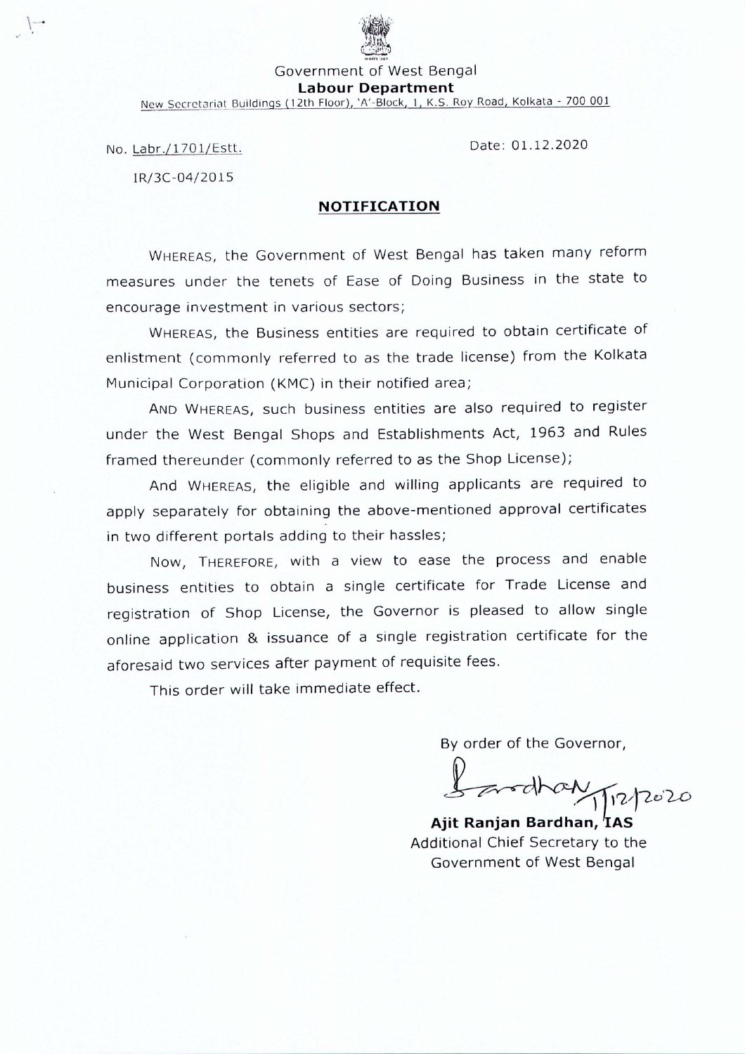Government of West Bengal

**Labour Department**

New Secretariat Buildings (12th Floor), 'A'-Block, 1, K.S. Roy Road, Kolkata - 700 001

No. Labr./1701/Estt.

IR/3C-04/2015

Date: 01.12.2020

## NOTIFICATION

WHEREAS, the Government of West Bengal has taken many reform measures under the tenets of Ease of Doing Business in the state to encourage investment in various sectors;

WHEREAS, the Business entities are required to obtain certificate of enlistment (commonly referred to as the trade license) from the Kolkata Municipal Corporation (KMC) in their notified area;

AND WHEREAS, such business entities are also required to register under the West Bengal Shops and Establishments Act, 1963 and Rules framed thereunder (commonly referred to as the Shop License);

And WHEREAS, the eligible and willing applicants are required to apply separately for obtaining the above-mentioned approval certificates in two different portals adding to their hassles;

Now, THEREFORE, with a view to ease the process and enable business entities to obtain a single certificate for Trade License and registration of Shop License, the Governor is pleased to allow single online application & issuance of a single registration certificate for the aforesaid two services after payment of requisite fees.

This order will take immediate effect.

By order of the Governor,

Bardhan 1/12/2020

**Ajit Ranjan Bardhan, IAS**

Additional Chief Secretary to the Government of West Bengal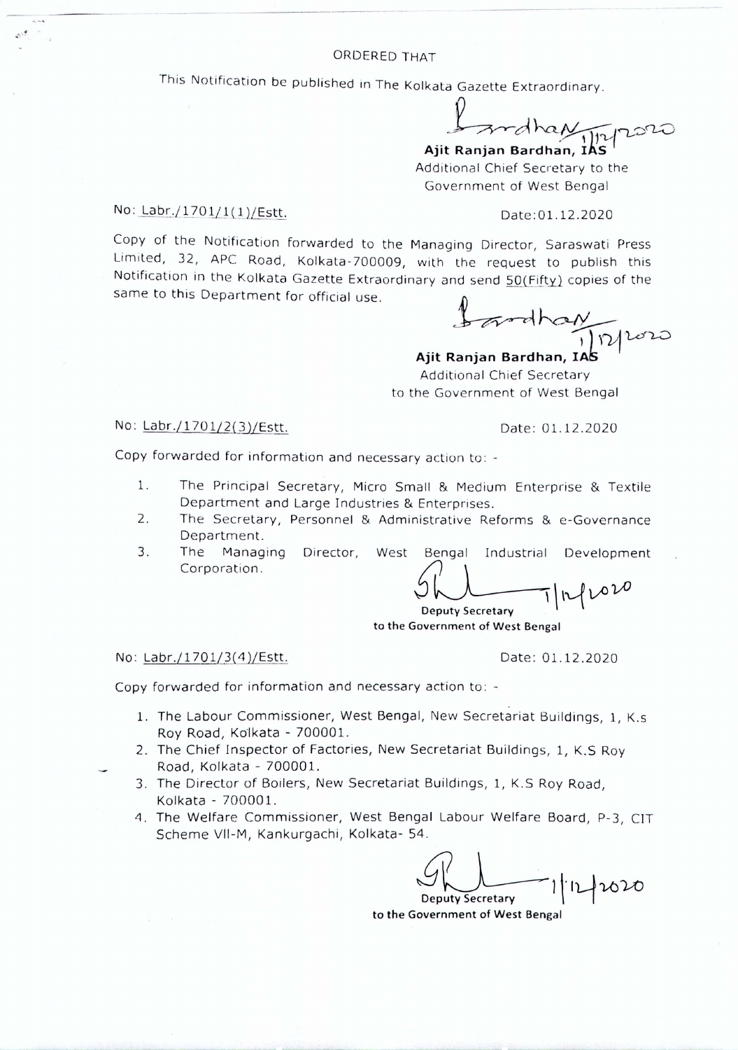ORDERED THAT

This Notification be published in The Kolkata Gazette Extraordinary.

Sd/- 1/12/2020

**Ajit Ranjan Bardhan, IAS**
Additional Chief Secretary to the
Government of West Bengal

No: Labr./1701/1(1)/Estt. Date:01.12.2020

Copy of the Notification forwarded to the Managing Director, Saraswati Press Limited, 32, APC Road, Kolkata-700009, with the request to publish this Notification in the Kolkata Gazette Extraordinary and send 50(Fifty) copies of the same to this Department for official use.

Sd/- 1/12/2020

**Ajit Ranjan Bardhan, IAS**
Additional Chief Secretary
to the Government of West Bengal

No: Labr./1701/2(3)/Estt. Date: 01.12.2020

Copy forwarded for information and necessary action to: -

1. The Principal Secretary, Micro Small & Medium Enterprise & Textile Department and Large Industries & Enterprises.
2. The Secretary, Personnel & Administrative Reforms & e-Governance Department.
3. The Managing Director, West Bengal Industrial Development Corporation.

Sd/- 1/12/2020

**Deputy Secretary**
**to the Government of West Bengal**

No: Labr./1701/3(4)/Estt. Date: 01.12.2020

Copy forwarded for information and necessary action to: -

1. The Labour Commissioner, West Bengal, New Secretariat Buildings, 1, K.s Roy Road, Kolkata - 700001.
2. The Chief Inspector of Factories, New Secretariat Buildings, 1, K.S Roy Road, Kolkata - 700001.
3. The Director of Boilers, New Secretariat Buildings, 1, K.S Roy Road, Kolkata - 700001.
4. The Welfare Commissioner, West Bengal Labour Welfare Board, P-3, CIT Scheme VII-M, Kankurgachi, Kolkata- 54.

Sd/- 1/12/2020

**Deputy Secretary**
**to the Government of West Bengal**